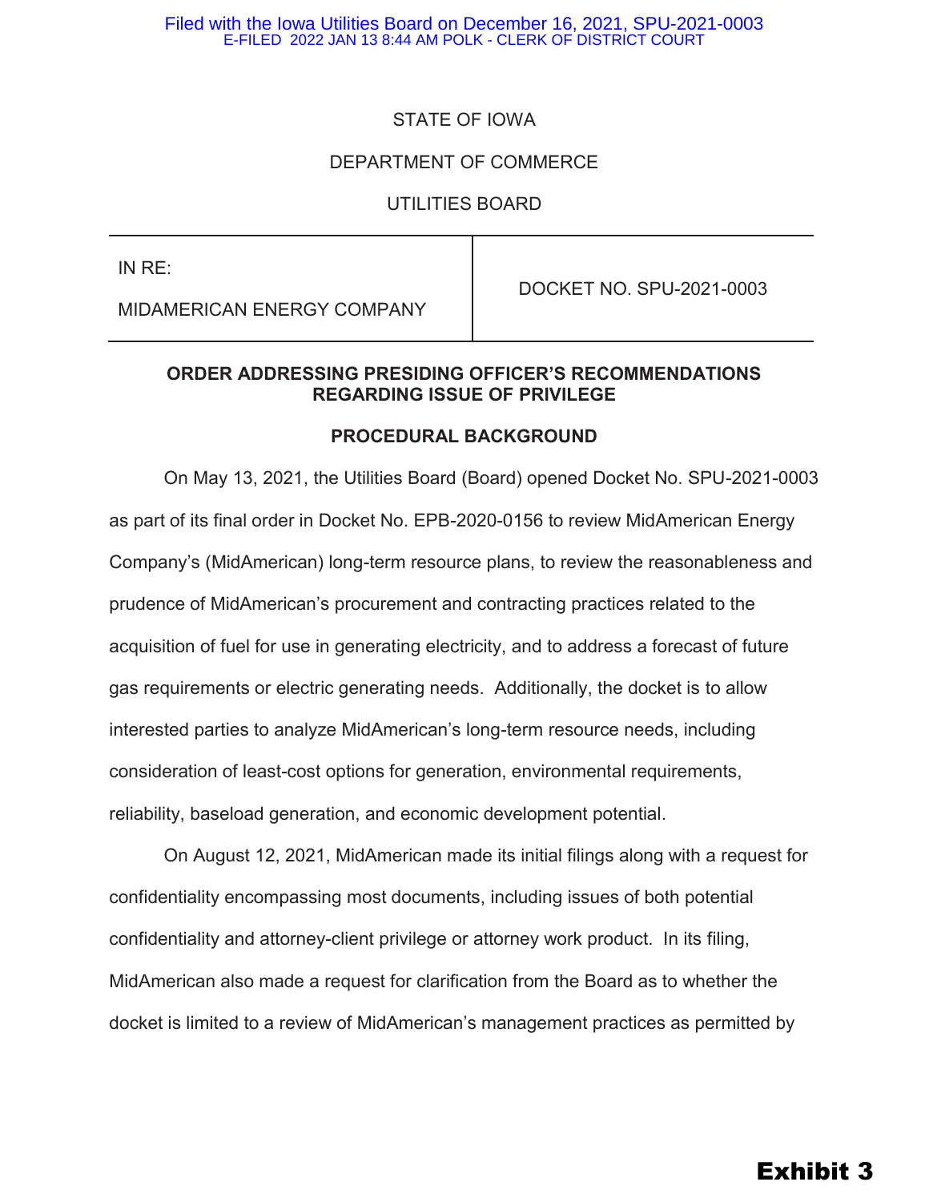STATE OF IOWA

DEPARTMENT OF COMMERCE

UTILITIES BOARD

| IN RE: MIDAMERICAN ENERGY COMPANY | DOCKET NO. SPU-2021-0003 |
|---|---|

**ORDER ADDRESSING PRESIDING OFFICER'S RECOMMENDATIONS REGARDING ISSUE OF PRIVILEGE**

**PROCEDURAL BACKGROUND**

On May 13, 2021, the Utilities Board (Board) opened Docket No. SPU-2021-0003 as part of its final order in Docket No. EPB-2020-0156 to review MidAmerican Energy Company's (MidAmerican) long-term resource plans, to review the reasonableness and prudence of MidAmerican's procurement and contracting practices related to the acquisition of fuel for use in generating electricity, and to address a forecast of future gas requirements or electric generating needs. Additionally, the docket is to allow interested parties to analyze MidAmerican's long-term resource needs, including consideration of least-cost options for generation, environmental requirements, reliability, baseload generation, and economic development potential.

On August 12, 2021, MidAmerican made its initial filings along with a request for confidentiality encompassing most documents, including issues of both potential confidentiality and attorney-client privilege or attorney work product. In its filing, MidAmerican also made a request for clarification from the Board as to whether the docket is limited to a review of MidAmerican's management practices as permitted by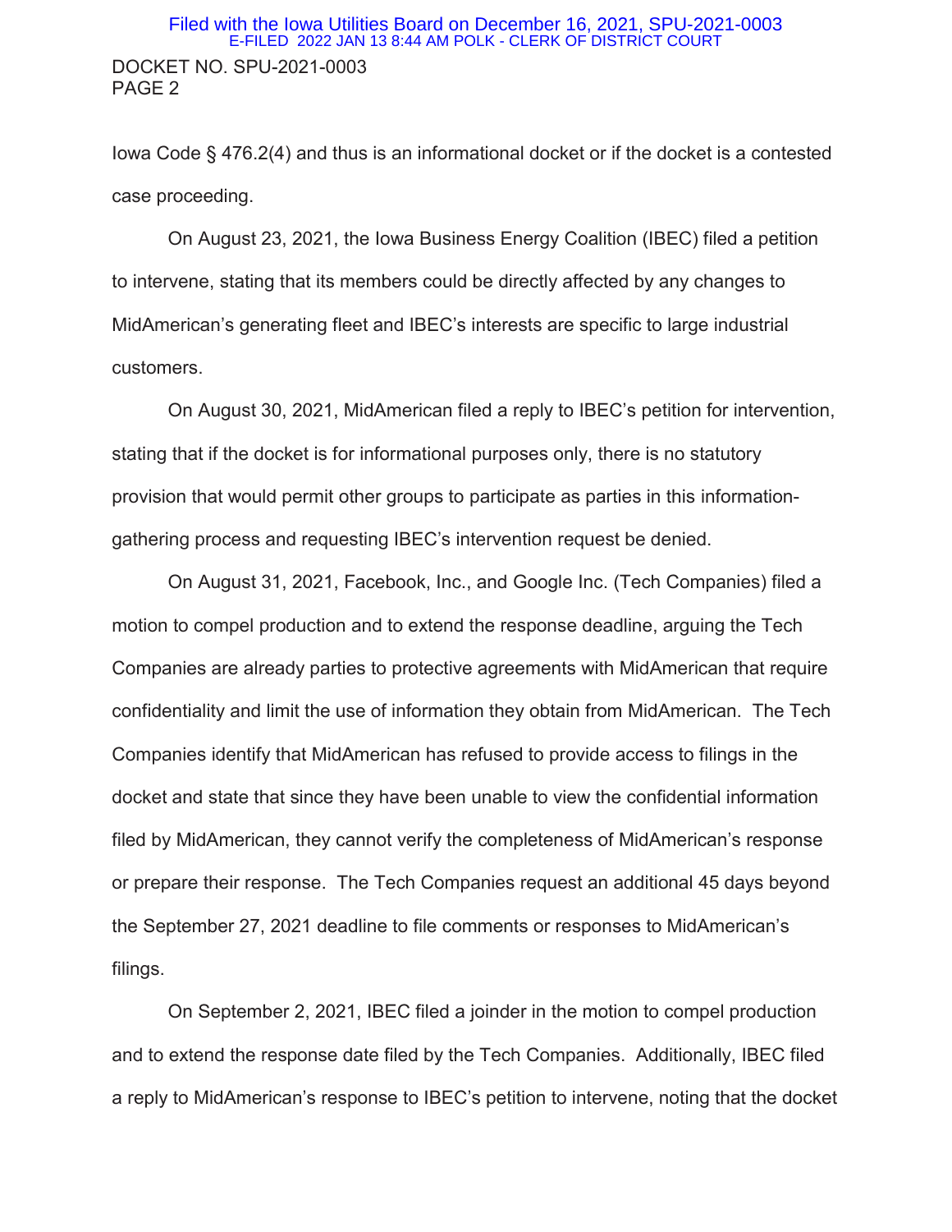Iowa Code § 476.2(4) and thus is an informational docket or if the docket is a contested case proceeding.

On August 23, 2021, the Iowa Business Energy Coalition (IBEC) filed a petition to intervene, stating that its members could be directly affected by any changes to MidAmerican's generating fleet and IBEC's interests are specific to large industrial customers.

On August 30, 2021, MidAmerican filed a reply to IBEC's petition for intervention, stating that if the docket is for informational purposes only, there is no statutory provision that would permit other groups to participate as parties in this information-gathering process and requesting IBEC's intervention request be denied.

On August 31, 2021, Facebook, Inc., and Google Inc. (Tech Companies) filed a motion to compel production and to extend the response deadline, arguing the Tech Companies are already parties to protective agreements with MidAmerican that require confidentiality and limit the use of information they obtain from MidAmerican. The Tech Companies identify that MidAmerican has refused to provide access to filings in the docket and state that since they have been unable to view the confidential information filed by MidAmerican, they cannot verify the completeness of MidAmerican's response or prepare their response. The Tech Companies request an additional 45 days beyond the September 27, 2021 deadline to file comments or responses to MidAmerican's filings.

On September 2, 2021, IBEC filed a joinder in the motion to compel production and to extend the response date filed by the Tech Companies. Additionally, IBEC filed a reply to MidAmerican's response to IBEC's petition to intervene, noting that the docket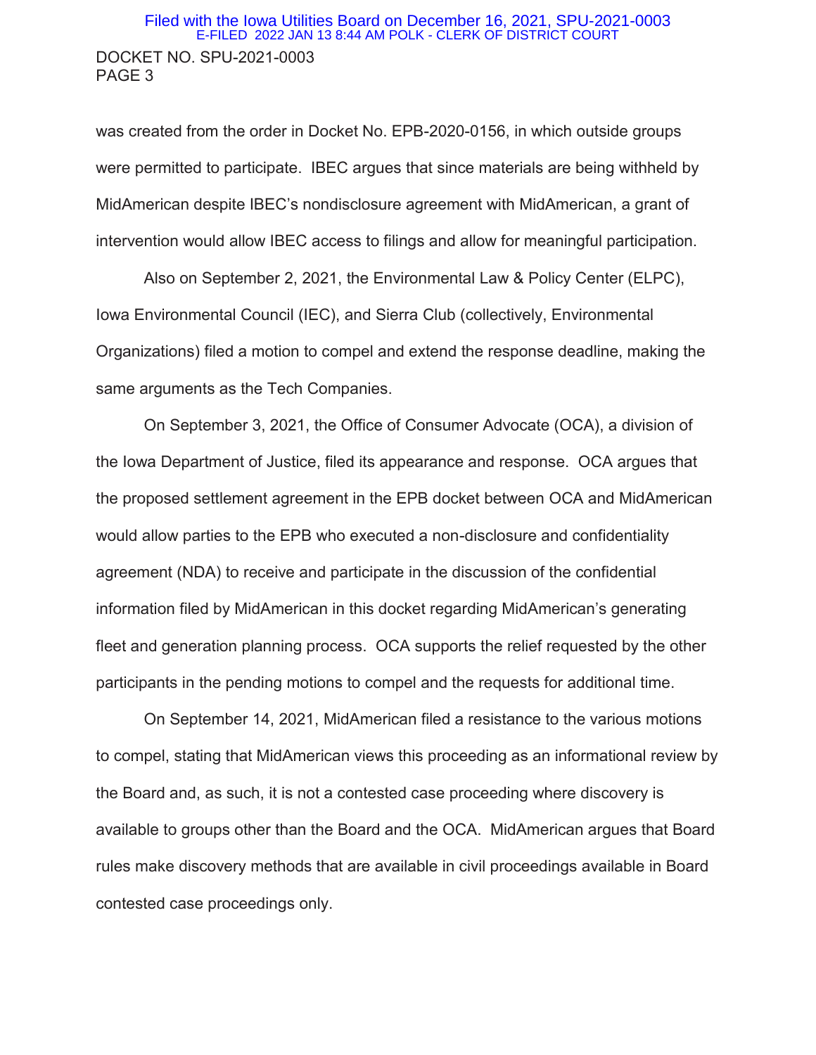was created from the order in Docket No. EPB-2020-0156, in which outside groups were permitted to participate. IBEC argues that since materials are being withheld by MidAmerican despite IBEC's nondisclosure agreement with MidAmerican, a grant of intervention would allow IBEC access to filings and allow for meaningful participation.

Also on September 2, 2021, the Environmental Law & Policy Center (ELPC), Iowa Environmental Council (IEC), and Sierra Club (collectively, Environmental Organizations) filed a motion to compel and extend the response deadline, making the same arguments as the Tech Companies.

On September 3, 2021, the Office of Consumer Advocate (OCA), a division of the Iowa Department of Justice, filed its appearance and response. OCA argues that the proposed settlement agreement in the EPB docket between OCA and MidAmerican would allow parties to the EPB who executed a non-disclosure and confidentiality agreement (NDA) to receive and participate in the discussion of the confidential information filed by MidAmerican in this docket regarding MidAmerican's generating fleet and generation planning process. OCA supports the relief requested by the other participants in the pending motions to compel and the requests for additional time.

On September 14, 2021, MidAmerican filed a resistance to the various motions to compel, stating that MidAmerican views this proceeding as an informational review by the Board and, as such, it is not a contested case proceeding where discovery is available to groups other than the Board and the OCA. MidAmerican argues that Board rules make discovery methods that are available in civil proceedings available in Board contested case proceedings only.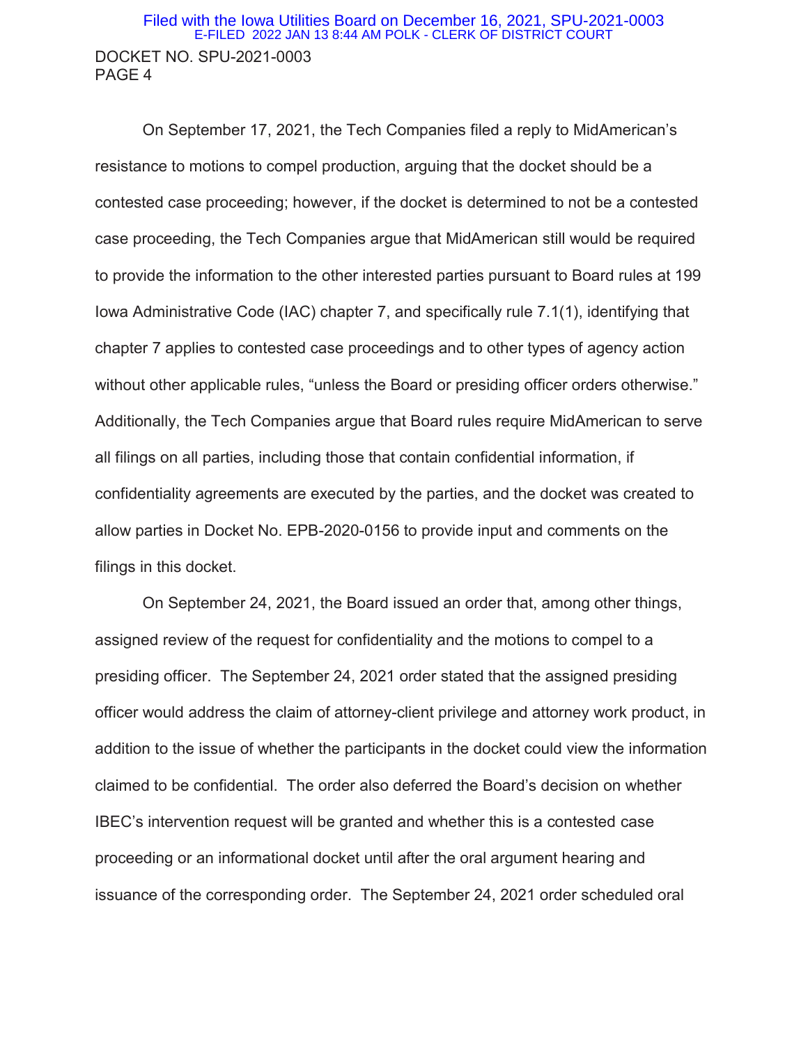On September 17, 2021, the Tech Companies filed a reply to MidAmerican's resistance to motions to compel production, arguing that the docket should be a contested case proceeding; however, if the docket is determined to not be a contested case proceeding, the Tech Companies argue that MidAmerican still would be required to provide the information to the other interested parties pursuant to Board rules at 199 Iowa Administrative Code (IAC) chapter 7, and specifically rule 7.1(1), identifying that chapter 7 applies to contested case proceedings and to other types of agency action without other applicable rules, "unless the Board or presiding officer orders otherwise." Additionally, the Tech Companies argue that Board rules require MidAmerican to serve all filings on all parties, including those that contain confidential information, if confidentiality agreements are executed by the parties, and the docket was created to allow parties in Docket No. EPB-2020-0156 to provide input and comments on the filings in this docket.

On September 24, 2021, the Board issued an order that, among other things, assigned review of the request for confidentiality and the motions to compel to a presiding officer. The September 24, 2021 order stated that the assigned presiding officer would address the claim of attorney-client privilege and attorney work product, in addition to the issue of whether the participants in the docket could view the information claimed to be confidential. The order also deferred the Board's decision on whether IBEC's intervention request will be granted and whether this is a contested case proceeding or an informational docket until after the oral argument hearing and issuance of the corresponding order. The September 24, 2021 order scheduled oral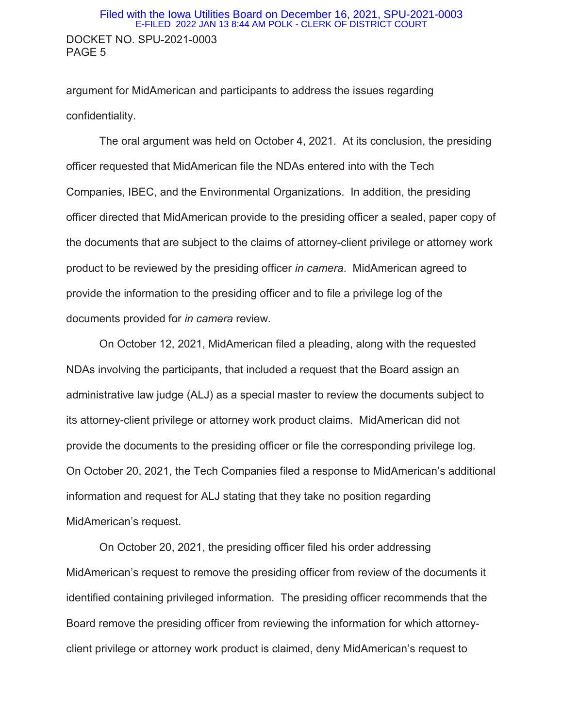argument for MidAmerican and participants to address the issues regarding confidentiality.

The oral argument was held on October 4, 2021. At its conclusion, the presiding officer requested that MidAmerican file the NDAs entered into with the Tech Companies, IBEC, and the Environmental Organizations. In addition, the presiding officer directed that MidAmerican provide to the presiding officer a sealed, paper copy of the documents that are subject to the claims of attorney-client privilege or attorney work product to be reviewed by the presiding officer *in camera*. MidAmerican agreed to provide the information to the presiding officer and to file a privilege log of the documents provided for *in camera* review.

On October 12, 2021, MidAmerican filed a pleading, along with the requested NDAs involving the participants, that included a request that the Board assign an administrative law judge (ALJ) as a special master to review the documents subject to its attorney-client privilege or attorney work product claims. MidAmerican did not provide the documents to the presiding officer or file the corresponding privilege log. On October 20, 2021, the Tech Companies filed a response to MidAmerican's additional information and request for ALJ stating that they take no position regarding MidAmerican's request.

On October 20, 2021, the presiding officer filed his order addressing MidAmerican's request to remove the presiding officer from review of the documents it identified containing privileged information. The presiding officer recommends that the Board remove the presiding officer from reviewing the information for which attorney-client privilege or attorney work product is claimed, deny MidAmerican's request to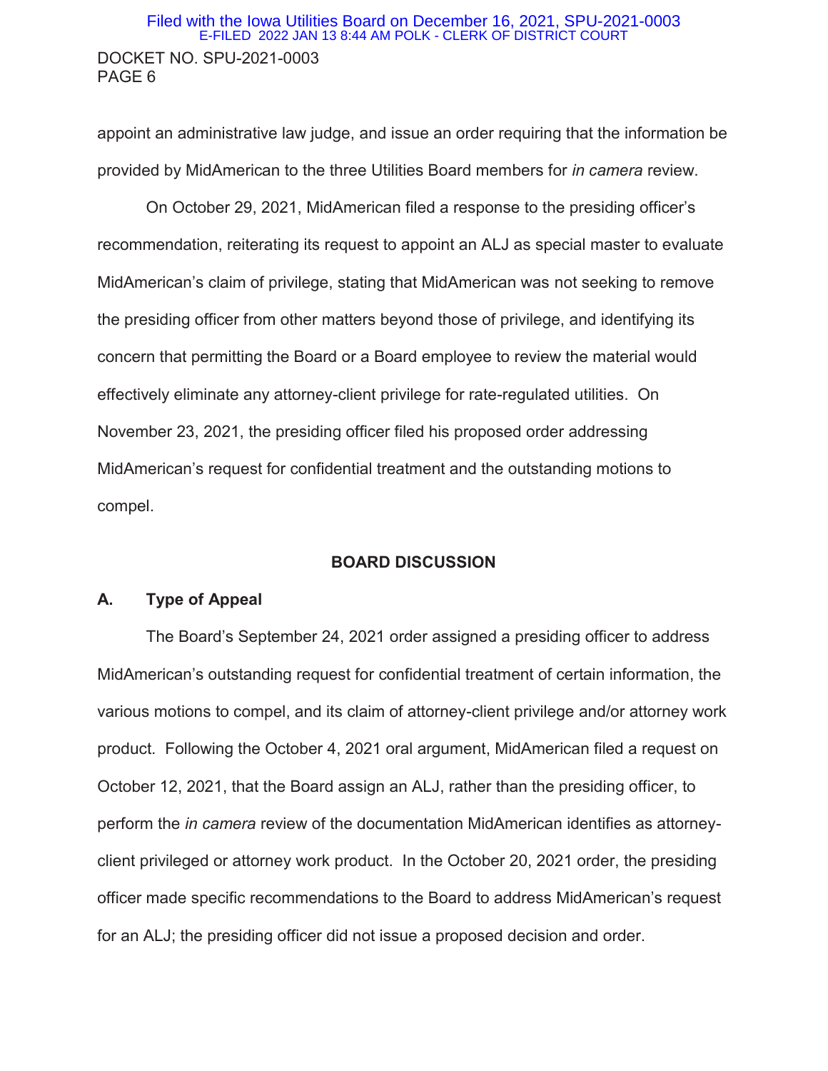appoint an administrative law judge, and issue an order requiring that the information be provided by MidAmerican to the three Utilities Board members for *in camera* review.

On October 29, 2021, MidAmerican filed a response to the presiding officer's recommendation, reiterating its request to appoint an ALJ as special master to evaluate MidAmerican's claim of privilege, stating that MidAmerican was not seeking to remove the presiding officer from other matters beyond those of privilege, and identifying its concern that permitting the Board or a Board employee to review the material would effectively eliminate any attorney-client privilege for rate-regulated utilities. On November 23, 2021, the presiding officer filed his proposed order addressing MidAmerican's request for confidential treatment and the outstanding motions to compel.

## BOARD DISCUSSION

### A. Type of Appeal

The Board's September 24, 2021 order assigned a presiding officer to address MidAmerican's outstanding request for confidential treatment of certain information, the various motions to compel, and its claim of attorney-client privilege and/or attorney work product. Following the October 4, 2021 oral argument, MidAmerican filed a request on October 12, 2021, that the Board assign an ALJ, rather than the presiding officer, to perform the *in camera* review of the documentation MidAmerican identifies as attorney-client privileged or attorney work product. In the October 20, 2021 order, the presiding officer made specific recommendations to the Board to address MidAmerican's request for an ALJ; the presiding officer did not issue a proposed decision and order.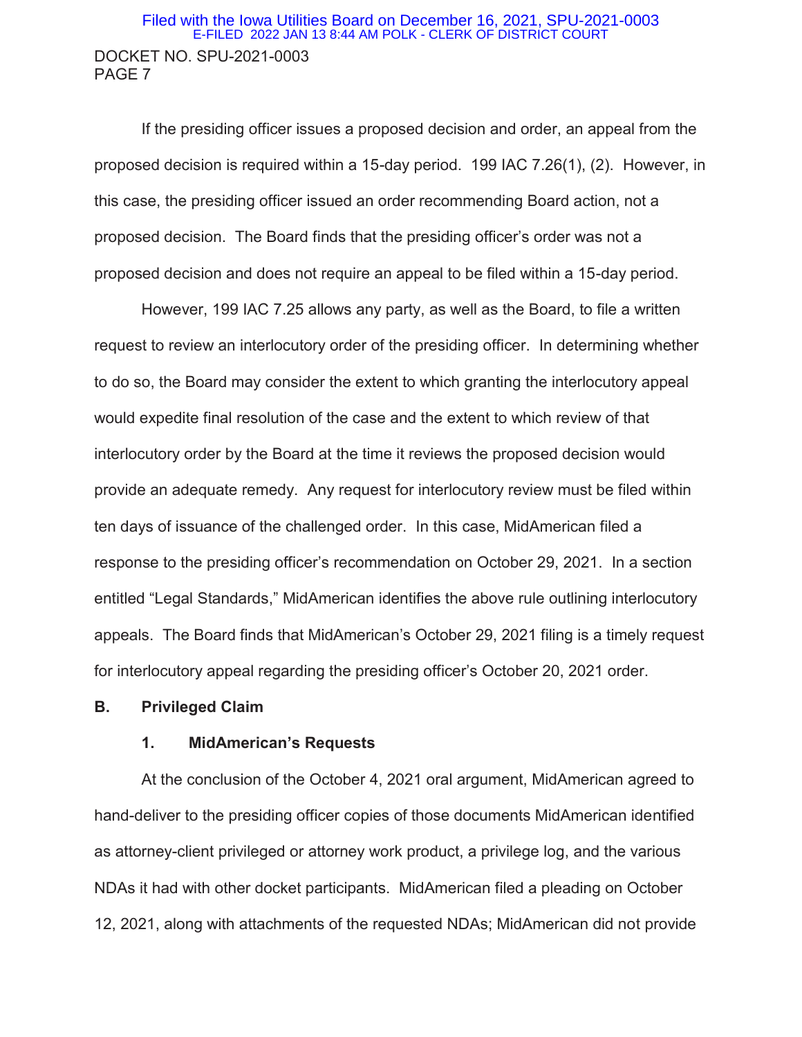If the presiding officer issues a proposed decision and order, an appeal from the proposed decision is required within a 15-day period. 199 IAC 7.26(1), (2). However, in this case, the presiding officer issued an order recommending Board action, not a proposed decision. The Board finds that the presiding officer's order was not a proposed decision and does not require an appeal to be filed within a 15-day period.

However, 199 IAC 7.25 allows any party, as well as the Board, to file a written request to review an interlocutory order of the presiding officer. In determining whether to do so, the Board may consider the extent to which granting the interlocutory appeal would expedite final resolution of the case and the extent to which review of that interlocutory order by the Board at the time it reviews the proposed decision would provide an adequate remedy. Any request for interlocutory review must be filed within ten days of issuance of the challenged order. In this case, MidAmerican filed a response to the presiding officer's recommendation on October 29, 2021. In a section entitled "Legal Standards," MidAmerican identifies the above rule outlining interlocutory appeals. The Board finds that MidAmerican's October 29, 2021 filing is a timely request for interlocutory appeal regarding the presiding officer's October 20, 2021 order.

**B. Privileged Claim**

**1. MidAmerican's Requests**

At the conclusion of the October 4, 2021 oral argument, MidAmerican agreed to hand-deliver to the presiding officer copies of those documents MidAmerican identified as attorney-client privileged or attorney work product, a privilege log, and the various NDAs it had with other docket participants. MidAmerican filed a pleading on October 12, 2021, along with attachments of the requested NDAs; MidAmerican did not provide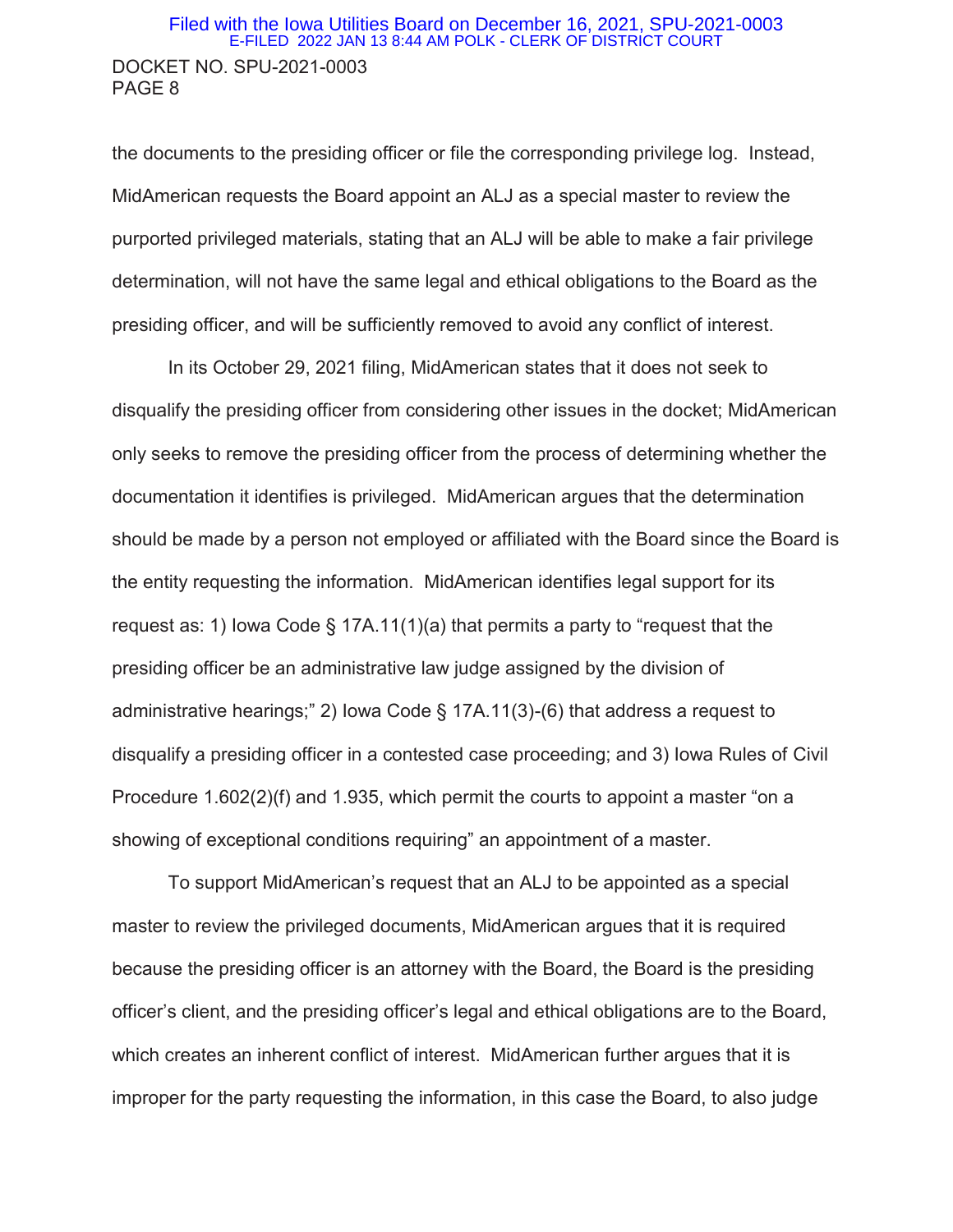the documents to the presiding officer or file the corresponding privilege log. Instead, MidAmerican requests the Board appoint an ALJ as a special master to review the purported privileged materials, stating that an ALJ will be able to make a fair privilege determination, will not have the same legal and ethical obligations to the Board as the presiding officer, and will be sufficiently removed to avoid any conflict of interest.

In its October 29, 2021 filing, MidAmerican states that it does not seek to disqualify the presiding officer from considering other issues in the docket; MidAmerican only seeks to remove the presiding officer from the process of determining whether the documentation it identifies is privileged. MidAmerican argues that the determination should be made by a person not employed or affiliated with the Board since the Board is the entity requesting the information. MidAmerican identifies legal support for its request as: 1) Iowa Code § 17A.11(1)(a) that permits a party to "request that the presiding officer be an administrative law judge assigned by the division of administrative hearings;" 2) Iowa Code § 17A.11(3)-(6) that address a request to disqualify a presiding officer in a contested case proceeding; and 3) Iowa Rules of Civil Procedure 1.602(2)(f) and 1.935, which permit the courts to appoint a master "on a showing of exceptional conditions requiring" an appointment of a master.

To support MidAmerican's request that an ALJ to be appointed as a special master to review the privileged documents, MidAmerican argues that it is required because the presiding officer is an attorney with the Board, the Board is the presiding officer's client, and the presiding officer's legal and ethical obligations are to the Board, which creates an inherent conflict of interest. MidAmerican further argues that it is improper for the party requesting the information, in this case the Board, to also judge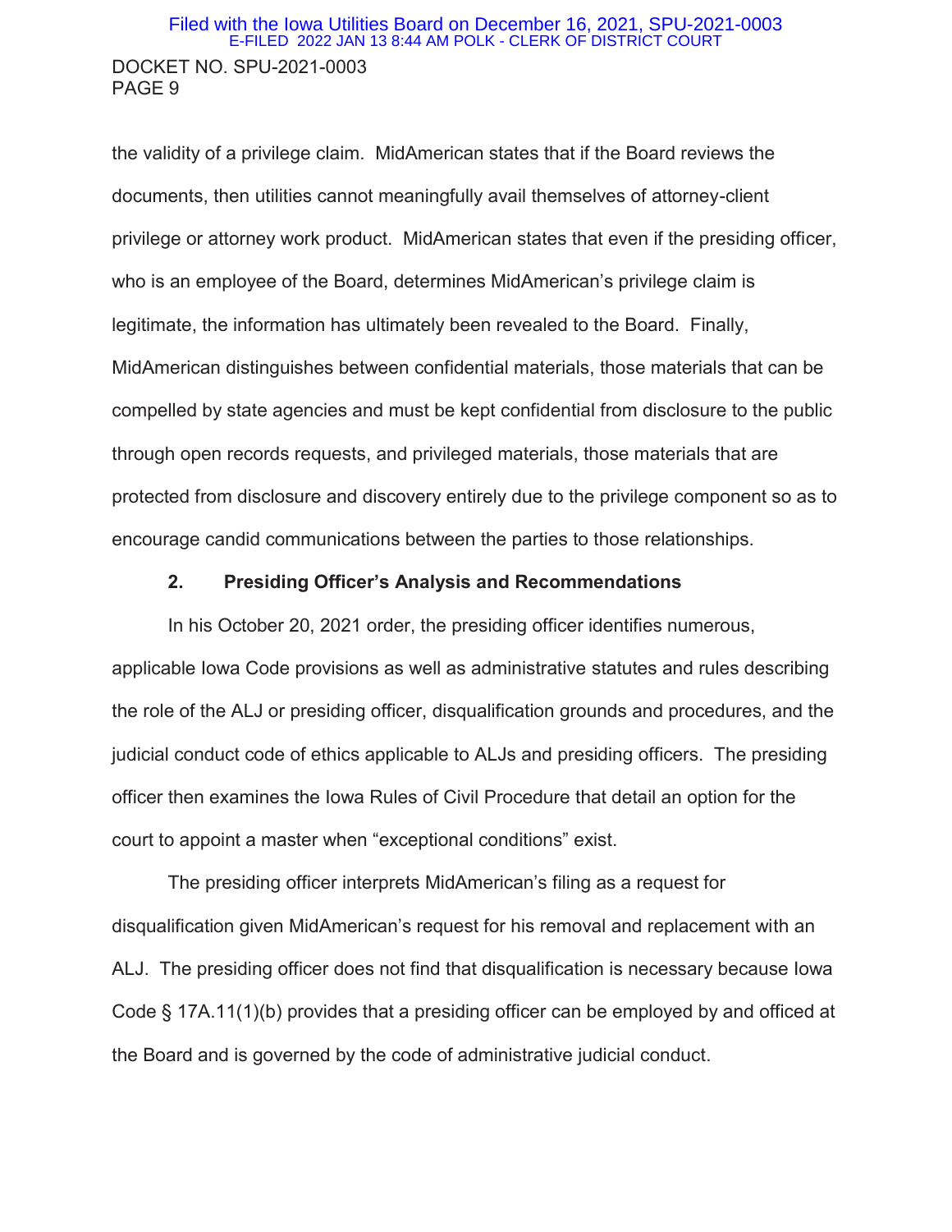the validity of a privilege claim. MidAmerican states that if the Board reviews the documents, then utilities cannot meaningfully avail themselves of attorney-client privilege or attorney work product. MidAmerican states that even if the presiding officer, who is an employee of the Board, determines MidAmerican's privilege claim is legitimate, the information has ultimately been revealed to the Board. Finally, MidAmerican distinguishes between confidential materials, those materials that can be compelled by state agencies and must be kept confidential from disclosure to the public through open records requests, and privileged materials, those materials that are protected from disclosure and discovery entirely due to the privilege component so as to encourage candid communications between the parties to those relationships.

### 2. Presiding Officer's Analysis and Recommendations

In his October 20, 2021 order, the presiding officer identifies numerous, applicable Iowa Code provisions as well as administrative statutes and rules describing the role of the ALJ or presiding officer, disqualification grounds and procedures, and the judicial conduct code of ethics applicable to ALJs and presiding officers. The presiding officer then examines the Iowa Rules of Civil Procedure that detail an option for the court to appoint a master when "exceptional conditions" exist.

The presiding officer interprets MidAmerican's filing as a request for disqualification given MidAmerican's request for his removal and replacement with an ALJ. The presiding officer does not find that disqualification is necessary because Iowa Code § 17A.11(1)(b) provides that a presiding officer can be employed by and officed at the Board and is governed by the code of administrative judicial conduct.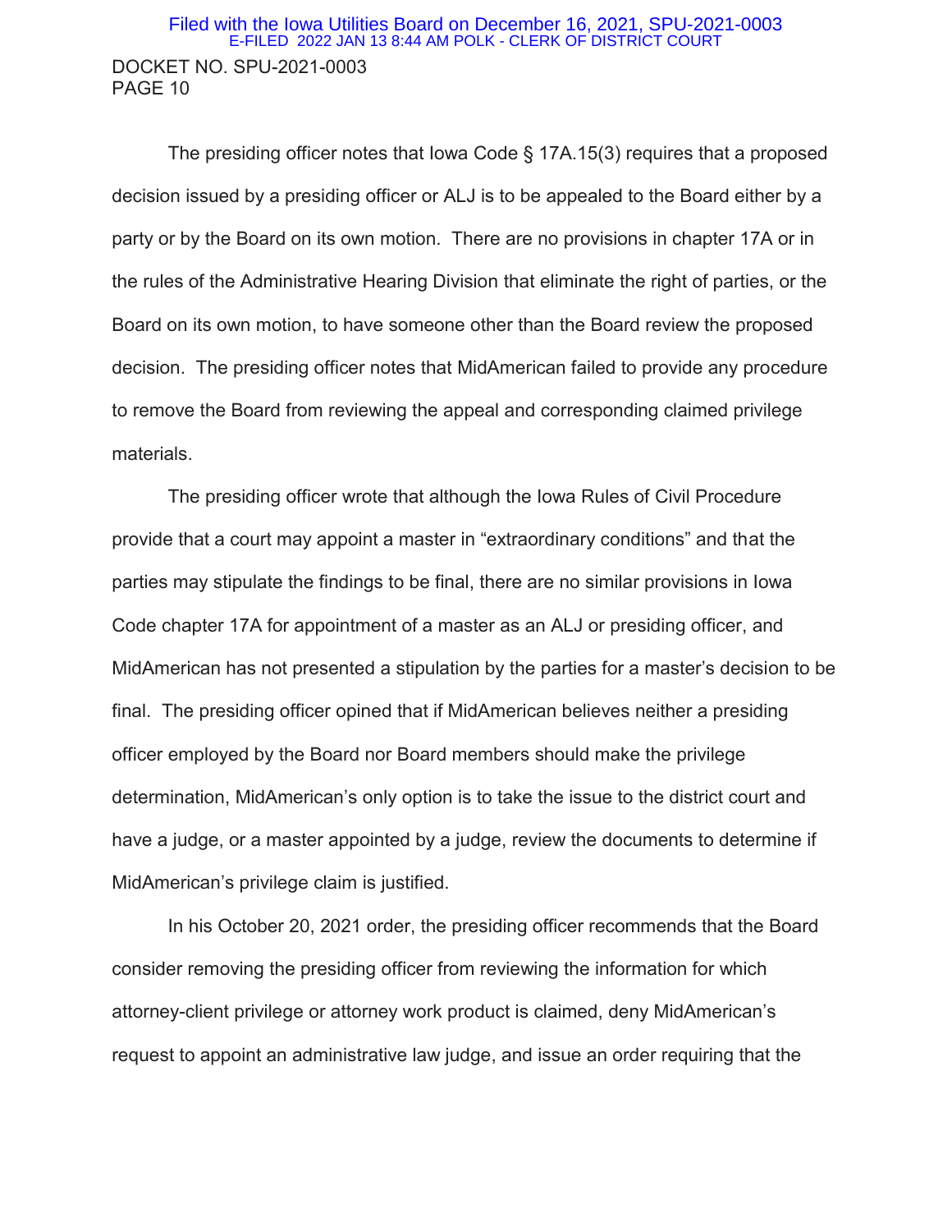The presiding officer notes that Iowa Code § 17A.15(3) requires that a proposed decision issued by a presiding officer or ALJ is to be appealed to the Board either by a party or by the Board on its own motion. There are no provisions in chapter 17A or in the rules of the Administrative Hearing Division that eliminate the right of parties, or the Board on its own motion, to have someone other than the Board review the proposed decision. The presiding officer notes that MidAmerican failed to provide any procedure to remove the Board from reviewing the appeal and corresponding claimed privilege materials.

The presiding officer wrote that although the Iowa Rules of Civil Procedure provide that a court may appoint a master in "extraordinary conditions" and that the parties may stipulate the findings to be final, there are no similar provisions in Iowa Code chapter 17A for appointment of a master as an ALJ or presiding officer, and MidAmerican has not presented a stipulation by the parties for a master's decision to be final. The presiding officer opined that if MidAmerican believes neither a presiding officer employed by the Board nor Board members should make the privilege determination, MidAmerican's only option is to take the issue to the district court and have a judge, or a master appointed by a judge, review the documents to determine if MidAmerican's privilege claim is justified.

In his October 20, 2021 order, the presiding officer recommends that the Board consider removing the presiding officer from reviewing the information for which attorney-client privilege or attorney work product is claimed, deny MidAmerican's request to appoint an administrative law judge, and issue an order requiring that the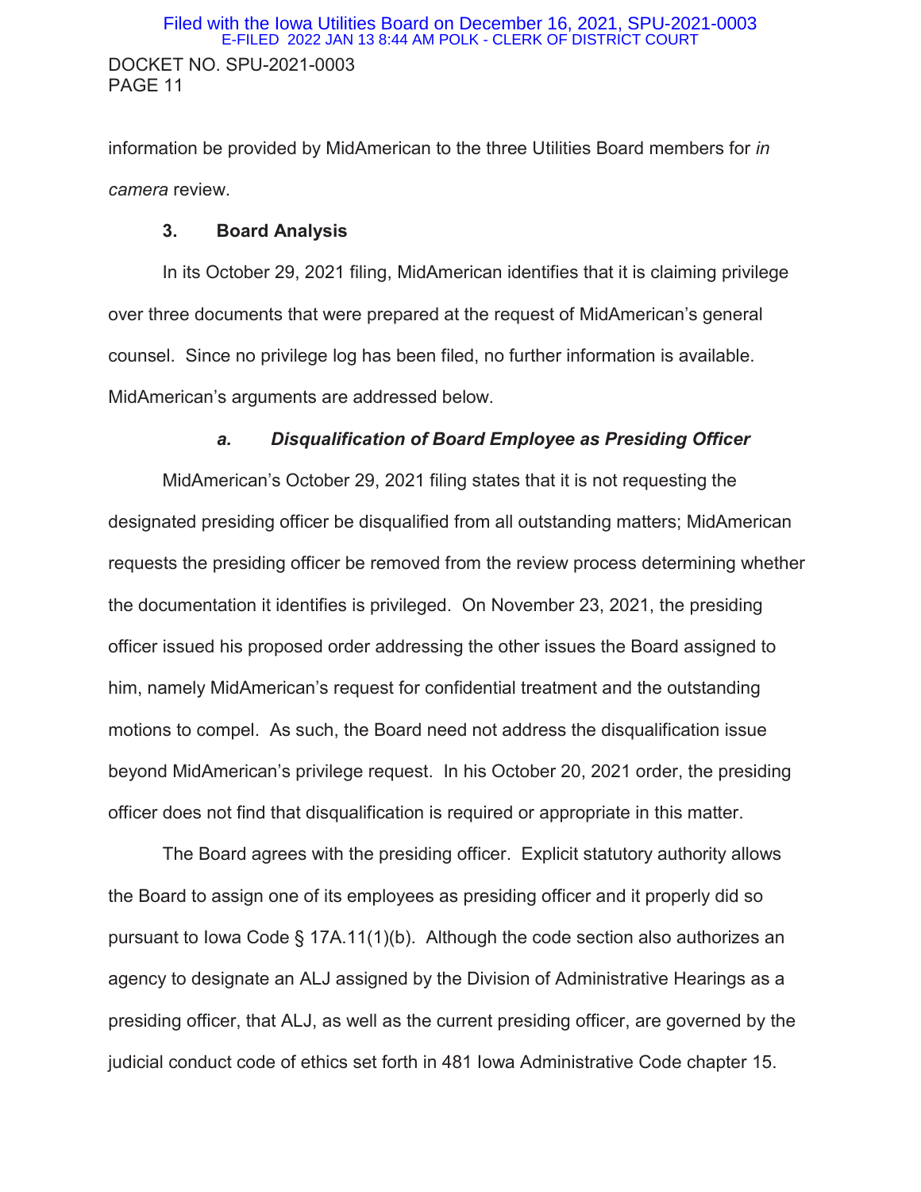information be provided by MidAmerican to the three Utilities Board members for *in camera* review.

### 3. Board Analysis

In its October 29, 2021 filing, MidAmerican identifies that it is claiming privilege over three documents that were prepared at the request of MidAmerican's general counsel. Since no privilege log has been filed, no further information is available. MidAmerican's arguments are addressed below.

#### *a. Disqualification of Board Employee as Presiding Officer*

MidAmerican's October 29, 2021 filing states that it is not requesting the designated presiding officer be disqualified from all outstanding matters; MidAmerican requests the presiding officer be removed from the review process determining whether the documentation it identifies is privileged. On November 23, 2021, the presiding officer issued his proposed order addressing the other issues the Board assigned to him, namely MidAmerican's request for confidential treatment and the outstanding motions to compel. As such, the Board need not address the disqualification issue beyond MidAmerican's privilege request. In his October 20, 2021 order, the presiding officer does not find that disqualification is required or appropriate in this matter.

The Board agrees with the presiding officer. Explicit statutory authority allows the Board to assign one of its employees as presiding officer and it properly did so pursuant to Iowa Code § 17A.11(1)(b). Although the code section also authorizes an agency to designate an ALJ assigned by the Division of Administrative Hearings as a presiding officer, that ALJ, as well as the current presiding officer, are governed by the judicial conduct code of ethics set forth in 481 Iowa Administrative Code chapter 15.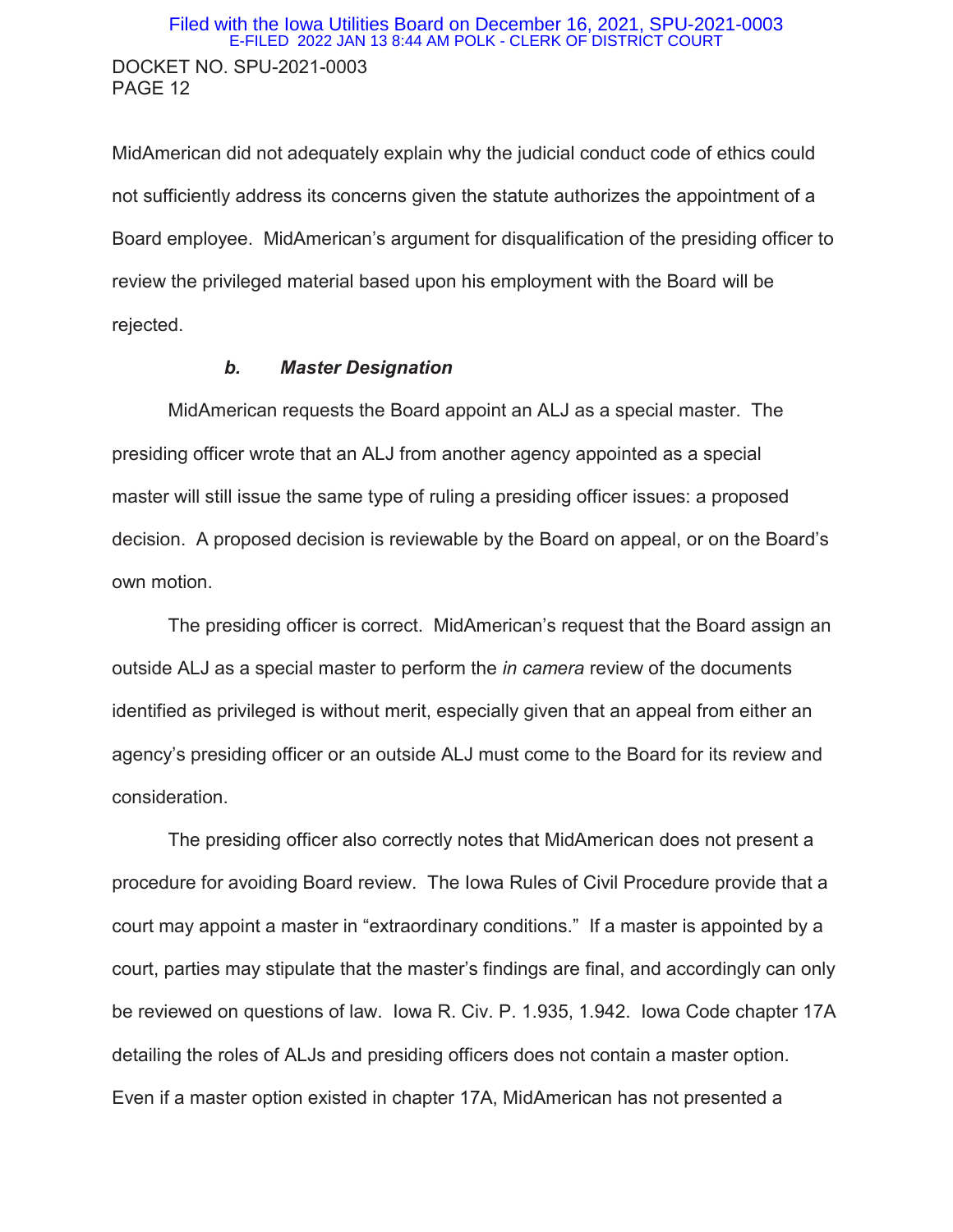MidAmerican did not adequately explain why the judicial conduct code of ethics could not sufficiently address its concerns given the statute authorizes the appointment of a Board employee. MidAmerican's argument for disqualification of the presiding officer to review the privileged material based upon his employment with the Board will be rejected.

### *b. Master Designation*

MidAmerican requests the Board appoint an ALJ as a special master. The presiding officer wrote that an ALJ from another agency appointed as a special master will still issue the same type of ruling a presiding officer issues: a proposed decision. A proposed decision is reviewable by the Board on appeal, or on the Board's own motion.

The presiding officer is correct. MidAmerican's request that the Board assign an outside ALJ as a special master to perform the *in camera* review of the documents identified as privileged is without merit, especially given that an appeal from either an agency's presiding officer or an outside ALJ must come to the Board for its review and consideration.

The presiding officer also correctly notes that MidAmerican does not present a procedure for avoiding Board review. The Iowa Rules of Civil Procedure provide that a court may appoint a master in "extraordinary conditions." If a master is appointed by a court, parties may stipulate that the master's findings are final, and accordingly can only be reviewed on questions of law. Iowa R. Civ. P. 1.935, 1.942. Iowa Code chapter 17A detailing the roles of ALJs and presiding officers does not contain a master option. Even if a master option existed in chapter 17A, MidAmerican has not presented a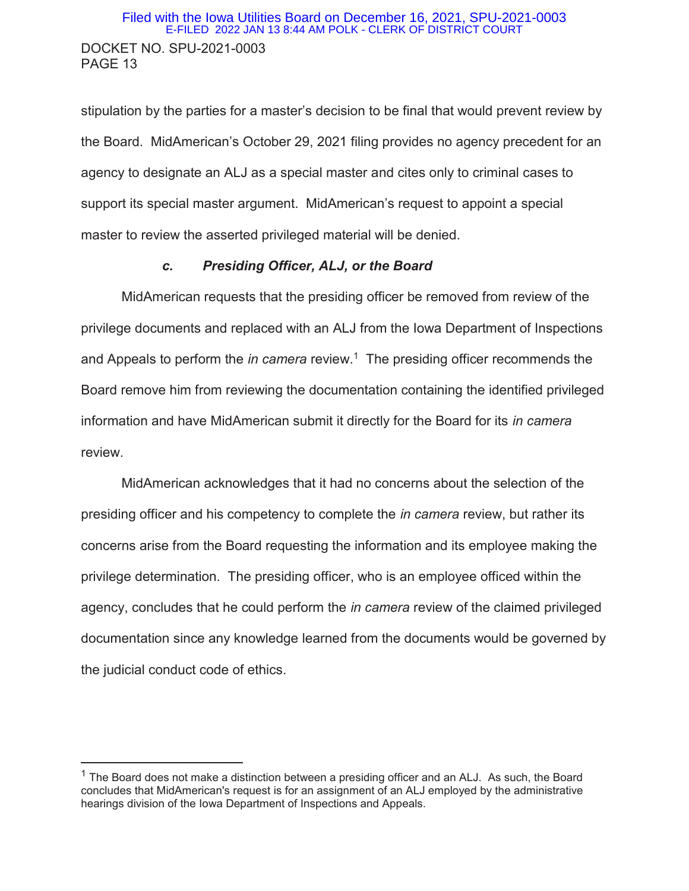stipulation by the parties for a master's decision to be final that would prevent review by the Board. MidAmerican's October 29, 2021 filing provides no agency precedent for an agency to designate an ALJ as a special master and cites only to criminal cases to support its special master argument. MidAmerican's request to appoint a special master to review the asserted privileged material will be denied.

### *c. Presiding Officer, ALJ, or the Board*

MidAmerican requests that the presiding officer be removed from review of the privilege documents and replaced with an ALJ from the Iowa Department of Inspections and Appeals to perform the *in camera* review.[1] The presiding officer recommends the Board remove him from reviewing the documentation containing the identified privileged information and have MidAmerican submit it directly for the Board for its *in camera* review.

MidAmerican acknowledges that it had no concerns about the selection of the presiding officer and his competency to complete the *in camera* review, but rather its concerns arise from the Board requesting the information and its employee making the privilege determination. The presiding officer, who is an employee officed within the agency, concludes that he could perform the *in camera* review of the claimed privileged documentation since any knowledge learned from the documents would be governed by the judicial conduct code of ethics.

---

[1] The Board does not make a distinction between a presiding officer and an ALJ. As such, the Board concludes that MidAmerican's request is for an assignment of an ALJ employed by the administrative hearings division of the Iowa Department of Inspections and Appeals.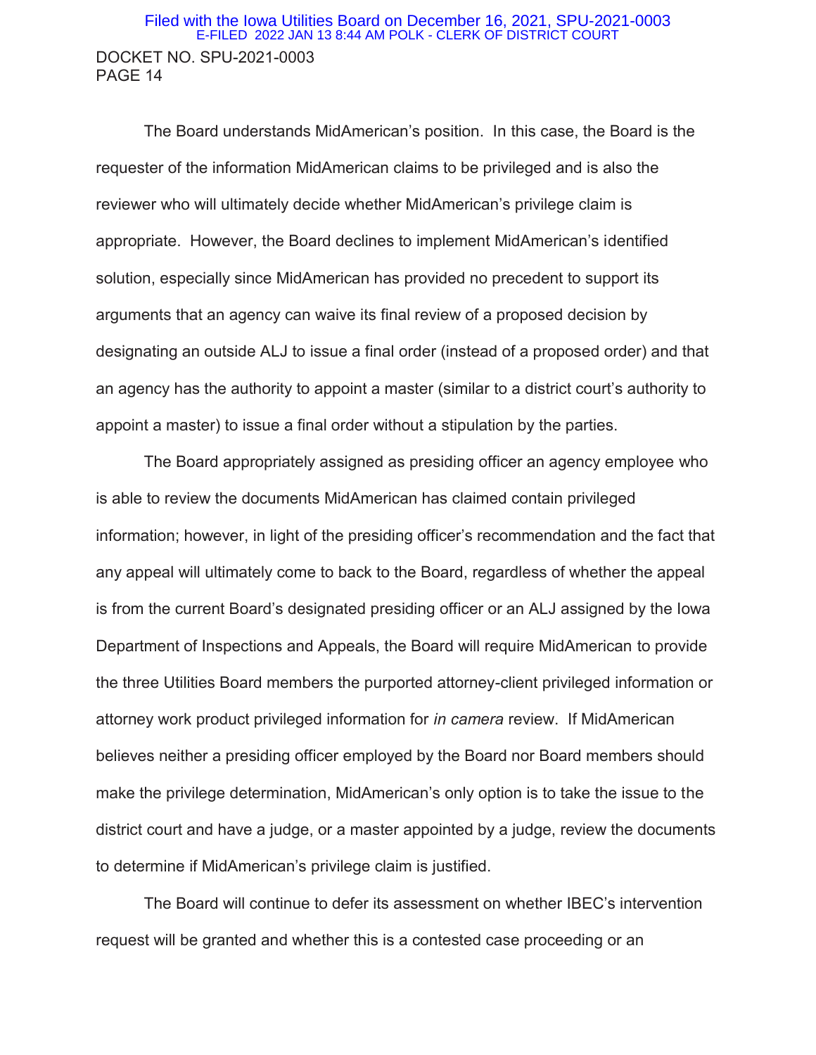The Board understands MidAmerican's position. In this case, the Board is the requester of the information MidAmerican claims to be privileged and is also the reviewer who will ultimately decide whether MidAmerican's privilege claim is appropriate. However, the Board declines to implement MidAmerican's identified solution, especially since MidAmerican has provided no precedent to support its arguments that an agency can waive its final review of a proposed decision by designating an outside ALJ to issue a final order (instead of a proposed order) and that an agency has the authority to appoint a master (similar to a district court's authority to appoint a master) to issue a final order without a stipulation by the parties.

The Board appropriately assigned as presiding officer an agency employee who is able to review the documents MidAmerican has claimed contain privileged information; however, in light of the presiding officer's recommendation and the fact that any appeal will ultimately come to back to the Board, regardless of whether the appeal is from the current Board's designated presiding officer or an ALJ assigned by the Iowa Department of Inspections and Appeals, the Board will require MidAmerican to provide the three Utilities Board members the purported attorney-client privileged information or attorney work product privileged information for *in camera* review. If MidAmerican believes neither a presiding officer employed by the Board nor Board members should make the privilege determination, MidAmerican's only option is to take the issue to the district court and have a judge, or a master appointed by a judge, review the documents to determine if MidAmerican's privilege claim is justified.

The Board will continue to defer its assessment on whether IBEC's intervention request will be granted and whether this is a contested case proceeding or an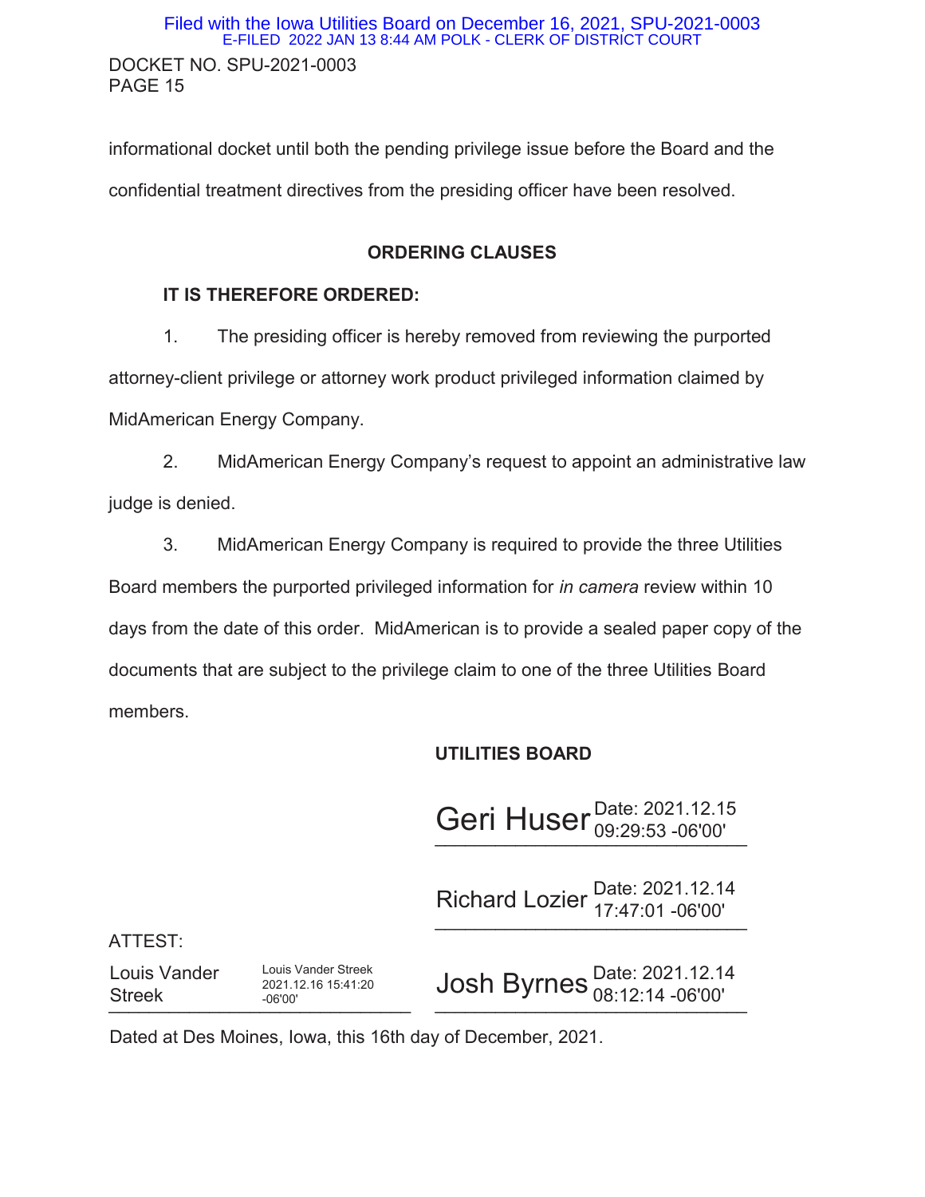informational docket until both the pending privilege issue before the Board and the confidential treatment directives from the presiding officer have been resolved.

**ORDERING CLAUSES**

**IT IS THEREFORE ORDERED:**

1. The presiding officer is hereby removed from reviewing the purported attorney-client privilege or attorney work product privileged information claimed by MidAmerican Energy Company.

2. MidAmerican Energy Company's request to appoint an administrative law judge is denied.

3. MidAmerican Energy Company is required to provide the three Utilities Board members the purported privileged information for *in camera* review within 10 days from the date of this order. MidAmerican is to provide a sealed paper copy of the documents that are subject to the privilege claim to one of the three Utilities Board members.

**UTILITIES BOARD**

Geri Huser Date: 2021.12.15 09:29:53 -06'00'

Richard Lozier Date: 2021.12.14 17:47:01 -06'00'

ATTEST:

Louis Vander Streek Louis Vander Streek 2021.12.16 15:41:20 -06'00'

Josh Byrnes Date: 2021.12.14 08:12:14 -06'00'

Dated at Des Moines, Iowa, this 16th day of December, 2021.